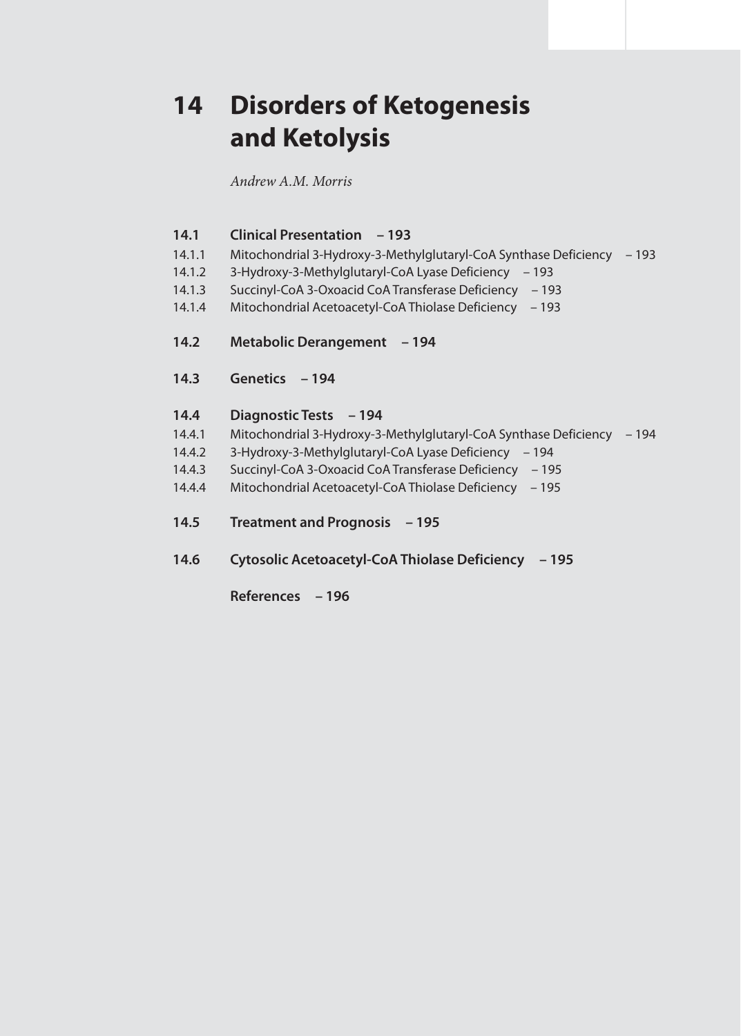# 14 Disorders of Ketogenesis and Ketolysis

*Andrew A.M. Morris*

**14.1 Clinical Presentation – 193**

14.1.1 Mitochondrial 3-Hydroxy-3-Methylglutaryl-CoA Synthase Deficiency – 193

14.1.2 3-Hydroxy-3-Methylglutaryl-CoA Lyase Deficiency – 193

14.1.3 Succinyl-CoA 3-Oxoacid CoA Transferase Deficiency – 193

14.1.4 Mitochondrial Acetoacetyl-CoA Thiolase Deficiency – 193

**14.2 Metabolic Derangement – 194**

**14.3 Genetics – 194**

**14.4 Diagnostic Tests – 194**

14.4.1 Mitochondrial 3-Hydroxy-3-Methylglutaryl-CoA Synthase Deficiency – 194

14.4.2 3-Hydroxy-3-Methylglutaryl-CoA Lyase Deficiency – 194

14.4.3 Succinyl-CoA 3-Oxoacid CoA Transferase Deficiency – 195

14.4.4 Mitochondrial Acetoacetyl-CoA Thiolase Deficiency – 195

**14.5 Treatment and Prognosis – 195**

**14.6 Cytosolic Acetoacetyl-CoA Thiolase Deficiency – 195**

**References – 196**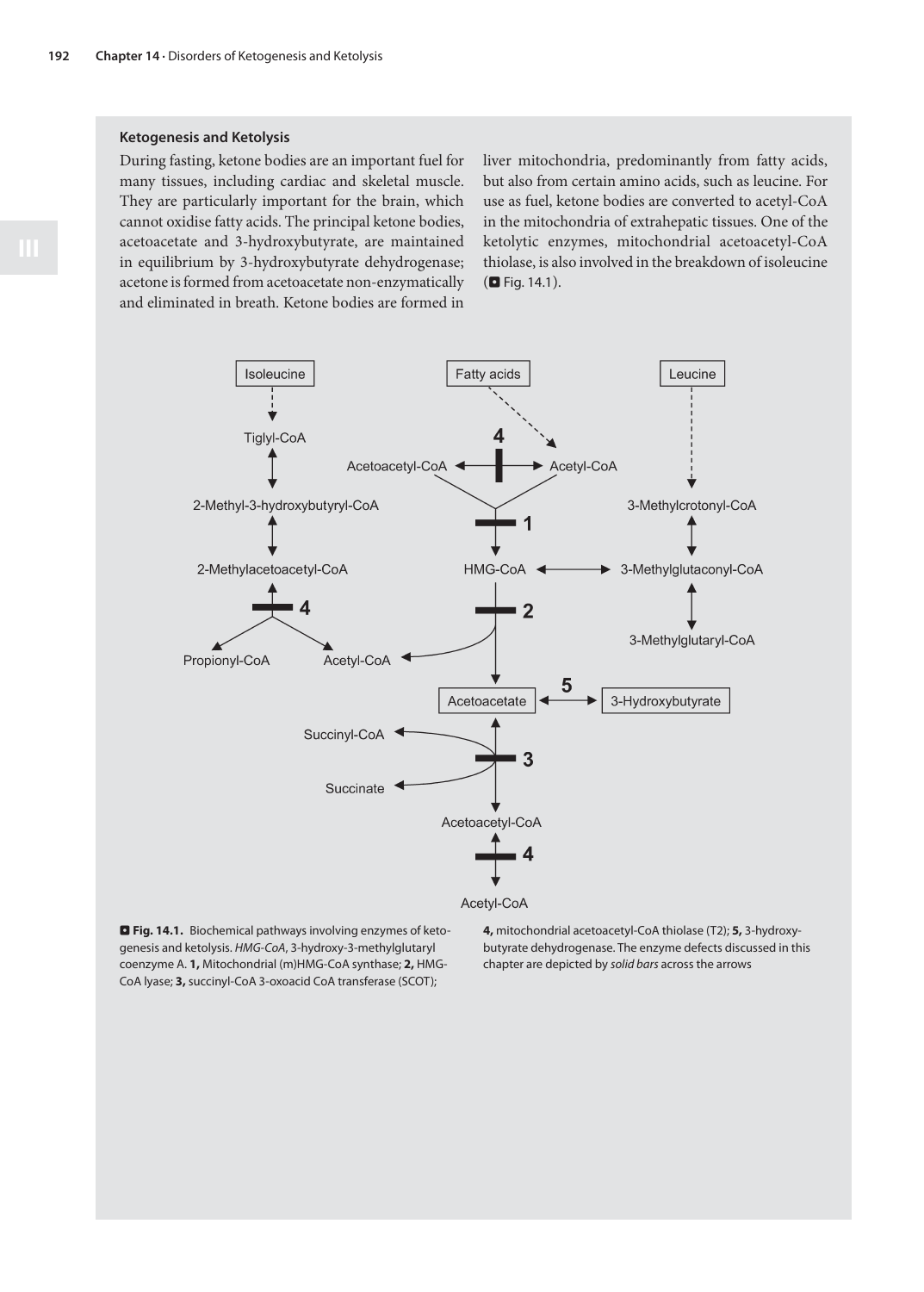### Ketogenesis and Ketolysis

During fasting, ketone bodies are an important fuel for many tissues, including cardiac and skeletal muscle. They are particularly important for the brain, which cannot oxidise fatty acids. The principal ketone bodies, acetoacetate and 3-hydroxybutyrate, are maintained in equilibrium by 3-hydroxybutyrate dehydrogenase; acetone is formed from acetoacetate non-enzymatically and eliminated in breath. Ketone bodies are formed in liver mitochondria, predominantly from fatty acids, but also from certain amino acids, such as leucine. For use as fuel, ketone bodies are converted to acetyl-CoA in the mitochondria of extrahepatic tissues. One of the ketolytic enzymes, mitochondrial acetoacetyl-CoA thiolase, is also involved in the breakdown of isoleucine (◻ Fig. 14.1).

◻ **Fig. 14.1.** Biochemical pathways involving enzymes of ketogenesis and ketolysis. *HMG-CoA*, 3-hydroxy-3-methylglutaryl coenzyme A. **1,** Mitochondrial (m)HMG-CoA synthase; **2,** HMG-CoA lyase; **3,** succinyl-CoA 3-oxoacid CoA transferase (SCOT); **4,** mitochondrial acetoacetyl-CoA thiolase (T2); **5,** 3-hydroxybutyrate dehydrogenase. The enzyme defects discussed in this chapter are depicted by *solid bars* across the arrows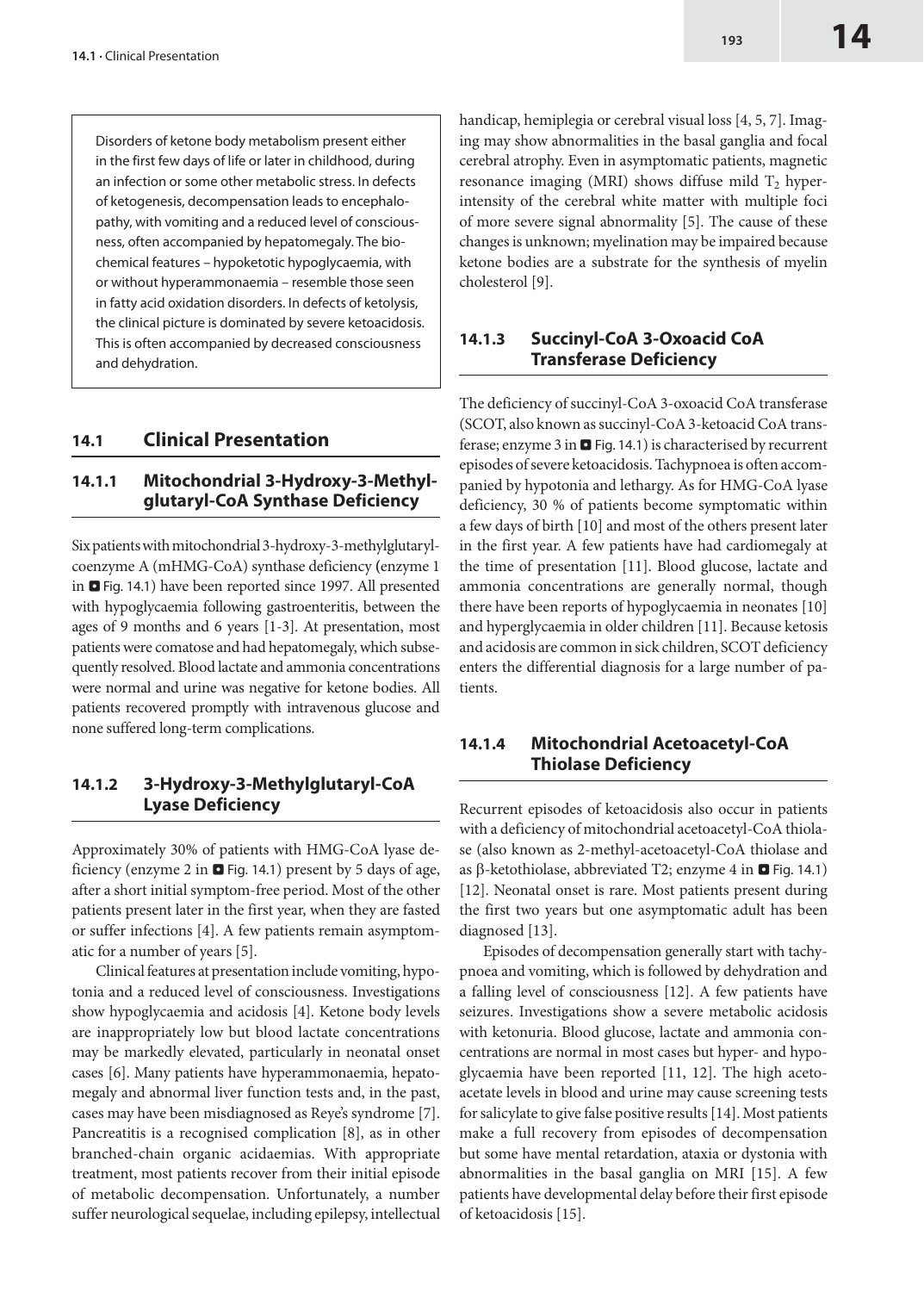Disorders of ketone body metabolism present either in the first few days of life or later in childhood, during an infection or some other metabolic stress. In defects of ketogenesis, decompensation leads to encephalopathy, with vomiting and a reduced level of consciousness, often accompanied by hepatomegaly. The biochemical features – hypoketotic hypoglycaemia, with or without hyperammonaemia – resemble those seen in fatty acid oxidation disorders. In defects of ketolysis, the clinical picture is dominated by severe ketoacidosis. This is often accompanied by decreased consciousness and dehydration.

## 14.1 Clinical Presentation

### 14.1.1 Mitochondrial 3-Hydroxy-3-Methylglutaryl-CoA Synthase Deficiency

Six patients with mitochondrial 3-hydroxy-3-methylglutaryl-coenzyme A (mHMG-CoA) synthase deficiency (enzyme 1 in ◘ Fig. 14.1) have been reported since 1997. All presented with hypoglycaemia following gastroenteritis, between the ages of 9 months and 6 years [1-3]. At presentation, most patients were comatose and had hepatomegaly, which subsequently resolved. Blood lactate and ammonia concentrations were normal and urine was negative for ketone bodies. All patients recovered promptly with intravenous glucose and none suffered long-term complications.

### 14.1.2 3-Hydroxy-3-Methylglutaryl-CoA Lyase Deficiency

Approximately 30% of patients with HMG-CoA lyase deficiency (enzyme 2 in ◘ Fig. 14.1) present by 5 days of age, after a short initial symptom-free period. Most of the other patients present later in the first year, when they are fasted or suffer infections [4]. A few patients remain asymptomatic for a number of years [5].

Clinical features at presentation include vomiting, hypotonia and a reduced level of consciousness. Investigations show hypoglycaemia and acidosis [4]. Ketone body levels are inappropriately low but blood lactate concentrations may be markedly elevated, particularly in neonatal onset cases [6]. Many patients have hyperammonaemia, hepatomegaly and abnormal liver function tests and, in the past, cases may have been misdiagnosed as Reye's syndrome [7]. Pancreatitis is a recognised complication [8], as in other branched-chain organic acidaemias. With appropriate treatment, most patients recover from their initial episode of metabolic decompensation. Unfortunately, a number suffer neurological sequelae, including epilepsy, intellectual handicap, hemiplegia or cerebral visual loss [4, 5, 7]. Imaging may show abnormalities in the basal ganglia and focal cerebral atrophy. Even in asymptomatic patients, magnetic resonance imaging (MRI) shows diffuse mild $T_2$ hyperintensity of the cerebral white matter with multiple foci of more severe signal abnormality [5]. The cause of these changes is unknown; myelination may be impaired because ketone bodies are a substrate for the synthesis of myelin cholesterol [9].

### 14.1.3 Succinyl-CoA 3-Oxoacid CoA Transferase Deficiency

The deficiency of succinyl-CoA 3-oxoacid CoA transferase (SCOT, also known as succinyl-CoA 3-ketoacid CoA transferase; enzyme 3 in ◘ Fig. 14.1) is characterised by recurrent episodes of severe ketoacidosis. Tachypnoea is often accompanied by hypotonia and lethargy. As for HMG-CoA lyase deficiency, 30 % of patients become symptomatic within a few days of birth [10] and most of the others present later in the first year. A few patients have had cardiomegaly at the time of presentation [11]. Blood glucose, lactate and ammonia concentrations are generally normal, though there have been reports of hypoglycaemia in neonates [10] and hyperglycaemia in older children [11]. Because ketosis and acidosis are common in sick children, SCOT deficiency enters the differential diagnosis for a large number of patients.

### 14.1.4 Mitochondrial Acetoacetyl-CoA Thiolase Deficiency

Recurrent episodes of ketoacidosis also occur in patients with a deficiency of mitochondrial acetoacetyl-CoA thiolase (also known as 2-methyl-acetoacetyl-CoA thiolase and as β-ketothiolase, abbreviated T2; enzyme 4 in ◘ Fig. 14.1) [12]. Neonatal onset is rare. Most patients present during the first two years but one asymptomatic adult has been diagnosed [13].

Episodes of decompensation generally start with tachypnoea and vomiting, which is followed by dehydration and a falling level of consciousness [12]. A few patients have seizures. Investigations show a severe metabolic acidosis with ketonuria. Blood glucose, lactate and ammonia concentrations are normal in most cases but hyper- and hypoglycaemia have been reported [11, 12]. The high acetoacetate levels in blood and urine may cause screening tests for salicylate to give false positive results [14]. Most patients make a full recovery from episodes of decompensation but some have mental retardation, ataxia or dystonia with abnormalities in the basal ganglia on MRI [15]. A few patients have developmental delay before their first episode of ketoacidosis [15].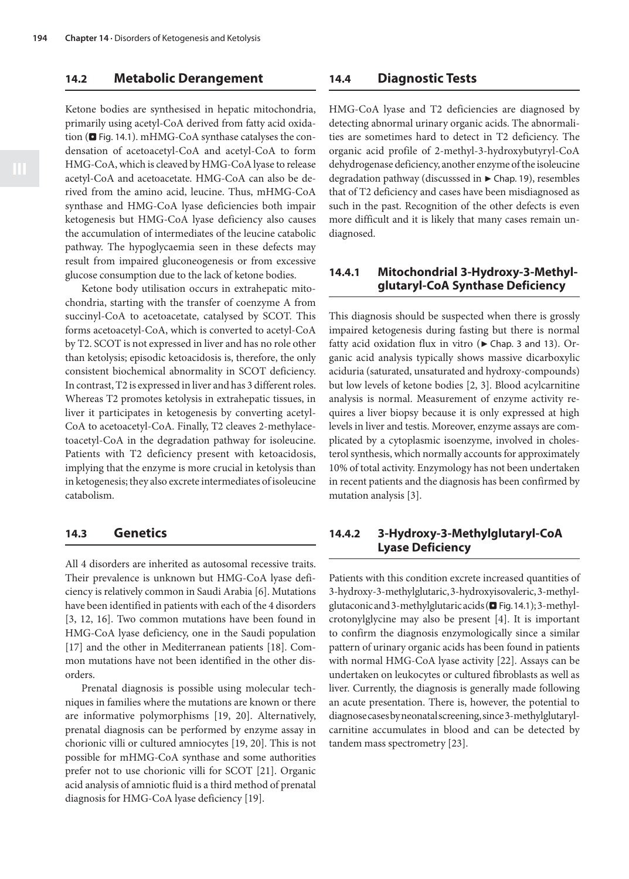## 14.2 Metabolic Derangement

Ketone bodies are synthesised in hepatic mitochondria, primarily using acetyl-CoA derived from fatty acid oxidation (◘ Fig. 14.1). mHMG-CoA synthase catalyses the condensation of acetoacetyl-CoA and acetyl-CoA to form HMG-CoA, which is cleaved by HMG-CoA lyase to release acetyl-CoA and acetoacetate. HMG-CoA can also be derived from the amino acid, leucine. Thus, mHMG-CoA synthase and HMG-CoA lyase deficiencies both impair ketogenesis but HMG-CoA lyase deficiency also causes the accumulation of intermediates of the leucine catabolic pathway. The hypoglycaemia seen in these defects may result from impaired gluconeogenesis or from excessive glucose consumption due to the lack of ketone bodies.

Ketone body utilisation occurs in extrahepatic mitochondria, starting with the transfer of coenzyme A from succinyl-CoA to acetoacetate, catalysed by SCOT. This forms acetoacetyl-CoA, which is converted to acetyl-CoA by T2. SCOT is not expressed in liver and has no role other than ketolysis; episodic ketoacidosis is, therefore, the only consistent biochemical abnormality in SCOT deficiency. In contrast, T2 is expressed in liver and has 3 different roles. Whereas T2 promotes ketolysis in extrahepatic tissues, in liver it participates in ketogenesis by converting acetyl-CoA to acetoacetyl-CoA. Finally, T2 cleaves 2-methylacetoacetyl-CoA in the degradation pathway for isoleucine. Patients with T2 deficiency present with ketoacidosis, implying that the enzyme is more crucial in ketolysis than in ketogenesis; they also excrete intermediates of isoleucine catabolism.

## 14.3 Genetics

All 4 disorders are inherited as autosomal recessive traits. Their prevalence is unknown but HMG-CoA lyase deficiency is relatively common in Saudi Arabia [6]. Mutations have been identified in patients with each of the 4 disorders [3, 12, 16]. Two common mutations have been found in HMG-CoA lyase deficiency, one in the Saudi population [17] and the other in Mediterranean patients [18]. Common mutations have not been identified in the other disorders.

Prenatal diagnosis is possible using molecular techniques in families where the mutations are known or there are informative polymorphisms [19, 20]. Alternatively, prenatal diagnosis can be performed by enzyme assay in chorionic villi or cultured amniocytes [19, 20]. This is not possible for mHMG-CoA synthase and some authorities prefer not to use chorionic villi for SCOT [21]. Organic acid analysis of amniotic fluid is a third method of prenatal diagnosis for HMG-CoA lyase deficiency [19].

## 14.4 Diagnostic Tests

HMG-CoA lyase and T2 deficiencies are diagnosed by detecting abnormal urinary organic acids. The abnormalities are sometimes hard to detect in T2 deficiency. The organic acid profile of 2-methyl-3-hydroxybutyryl-CoA dehydrogenase deficiency, another enzyme of the isoleucine degradation pathway (discusssed in ► Chap. 19), resembles that of T2 deficiency and cases have been misdiagnosed as such in the past. Recognition of the other defects is even more difficult and it is likely that many cases remain undiagnosed.

### 14.4.1 Mitochondrial 3-Hydroxy-3-Methylglutaryl-CoA Synthase Deficiency

This diagnosis should be suspected when there is grossly impaired ketogenesis during fasting but there is normal fatty acid oxidation flux in vitro (► Chap. 3 and 13). Organic acid analysis typically shows massive dicarboxylic aciduria (saturated, unsaturated and hydroxy-compounds) but low levels of ketone bodies [2, 3]. Blood acylcarnitine analysis is normal. Measurement of enzyme activity requires a liver biopsy because it is only expressed at high levels in liver and testis. Moreover, enzyme assays are complicated by a cytoplasmic isoenzyme, involved in cholesterol synthesis, which normally accounts for approximately 10% of total activity. Enzymology has not been undertaken in recent patients and the diagnosis has been confirmed by mutation analysis [3].

### 14.4.2 3-Hydroxy-3-Methylglutaryl-CoA Lyase Deficiency

Patients with this condition excrete increased quantities of 3-hydroxy-3-methylglutaric, 3-hydroxyisovaleric, 3-methylglutaconic and 3-methylglutaric acids (◘ Fig. 14.1); 3-methylcrotonylglycine may also be present [4]. It is important to confirm the diagnosis enzymologically since a similar pattern of urinary organic acids has been found in patients with normal HMG-CoA lyase activity [22]. Assays can be undertaken on leukocytes or cultured fibroblasts as well as liver. Currently, the diagnosis is generally made following an acute presentation. There is, however, the potential to diagnose cases by neonatal screening, since 3-methylglutarylcarnitine accumulates in blood and can be detected by tandem mass spectrometry [23].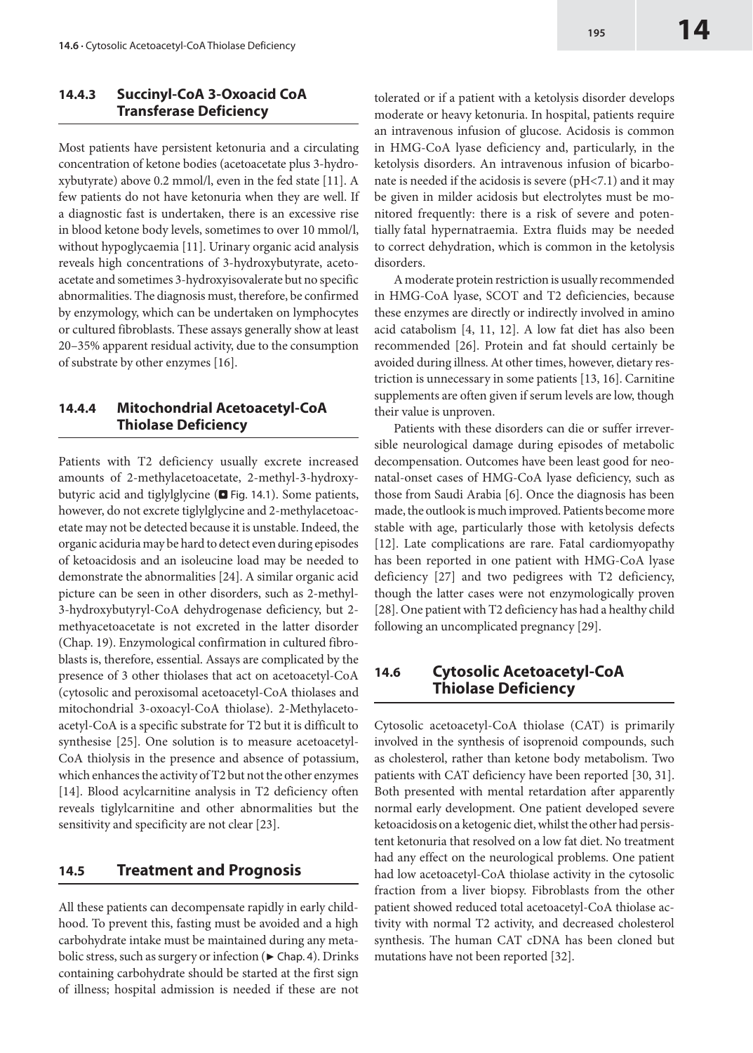### 14.4.3 Succinyl-CoA 3-Oxoacid CoA Transferase Deficiency

Most patients have persistent ketonuria and a circulating concentration of ketone bodies (acetoacetate plus 3-hydroxybutyrate) above 0.2 mmol/l, even in the fed state [11]. A few patients do not have ketonuria when they are well. If a diagnostic fast is undertaken, there is an excessive rise in blood ketone body levels, sometimes to over 10 mmol/l, without hypoglycaemia [11]. Urinary organic acid analysis reveals high concentrations of 3-hydroxybutyrate, acetoacetate and sometimes 3-hydroxyisovalerate but no specific abnormalities. The diagnosis must, therefore, be confirmed by enzymology, which can be undertaken on lymphocytes or cultured fibroblasts. These assays generally show at least 20–35% apparent residual activity, due to the consumption of substrate by other enzymes [16].

### 14.4.4 Mitochondrial Acetoacetyl-CoA Thiolase Deficiency

Patients with T2 deficiency usually excrete increased amounts of 2-methylacetoacetate, 2-methyl-3-hydroxybutyric acid and tiglylglycine (◘ Fig. 14.1). Some patients, however, do not excrete tiglylglycine and 2-methylacetoacetate may not be detected because it is unstable. Indeed, the organic aciduria may be hard to detect even during episodes of ketoacidosis and an isoleucine load may be needed to demonstrate the abnormalities [24]. A similar organic acid picture can be seen in other disorders, such as 2-methyl-3-hydroxybutyryl-CoA dehydrogenase deficiency, but 2-methyacetoacetate is not excreted in the latter disorder (Chap. 19). Enzymological confirmation in cultured fibroblasts is, therefore, essential. Assays are complicated by the presence of 3 other thiolases that act on acetoacetyl-CoA (cytosolic and peroxisomal acetoacetyl-CoA thiolases and mitochondrial 3-oxoacyl-CoA thiolase). 2-Methylacetoacetyl-CoA is a specific substrate for T2 but it is difficult to synthesise [25]. One solution is to measure acetoacetyl-CoA thiolysis in the presence and absence of potassium, which enhances the activity of T2 but not the other enzymes [14]. Blood acylcarnitine analysis in T2 deficiency often reveals tiglylcarnitine and other abnormalities but the sensitivity and specificity are not clear [23].

## 14.5 Treatment and Prognosis

All these patients can decompensate rapidly in early childhood. To prevent this, fasting must be avoided and a high carbohydrate intake must be maintained during any metabolic stress, such as surgery or infection (► Chap. 4). Drinks containing carbohydrate should be started at the first sign of illness; hospital admission is needed if these are not tolerated or if a patient with a ketolysis disorder develops moderate or heavy ketonuria. In hospital, patients require an intravenous infusion of glucose. Acidosis is common in HMG-CoA lyase deficiency and, particularly, in the ketolysis disorders. An intravenous infusion of bicarbonate is needed if the acidosis is severe (pH<7.1) and it may be given in milder acidosis but electrolytes must be monitored frequently: there is a risk of severe and potentially fatal hypernatraemia. Extra fluids may be needed to correct dehydration, which is common in the ketolysis disorders.

A moderate protein restriction is usually recommended in HMG-CoA lyase, SCOT and T2 deficiencies, because these enzymes are directly or indirectly involved in amino acid catabolism [4, 11, 12]. A low fat diet has also been recommended [26]. Protein and fat should certainly be avoided during illness. At other times, however, dietary restriction is unnecessary in some patients [13, 16]. Carnitine supplements are often given if serum levels are low, though their value is unproven.

Patients with these disorders can die or suffer irreversible neurological damage during episodes of metabolic decompensation. Outcomes have been least good for neonatal-onset cases of HMG-CoA lyase deficiency, such as those from Saudi Arabia [6]. Once the diagnosis has been made, the outlook is much improved. Patients become more stable with age, particularly those with ketolysis defects [12]. Late complications are rare. Fatal cardiomyopathy has been reported in one patient with HMG-CoA lyase deficiency [27] and two pedigrees with T2 deficiency, though the latter cases were not enzymologically proven [28]. One patient with T2 deficiency has had a healthy child following an uncomplicated pregnancy [29].

## 14.6 Cytosolic Acetoacetyl-CoA Thiolase Deficiency

Cytosolic acetoacetyl-CoA thiolase (CAT) is primarily involved in the synthesis of isoprenoid compounds, such as cholesterol, rather than ketone body metabolism. Two patients with CAT deficiency have been reported [30, 31]. Both presented with mental retardation after apparently normal early development. One patient developed severe ketoacidosis on a ketogenic diet, whilst the other had persistent ketonuria that resolved on a low fat diet. No treatment had any effect on the neurological problems. One patient had low acetoacetyl-CoA thiolase activity in the cytosolic fraction from a liver biopsy. Fibroblasts from the other patient showed reduced total acetoacetyl-CoA thiolase activity with normal T2 activity, and decreased cholesterol synthesis. The human CAT cDNA has been cloned but mutations have not been reported [32].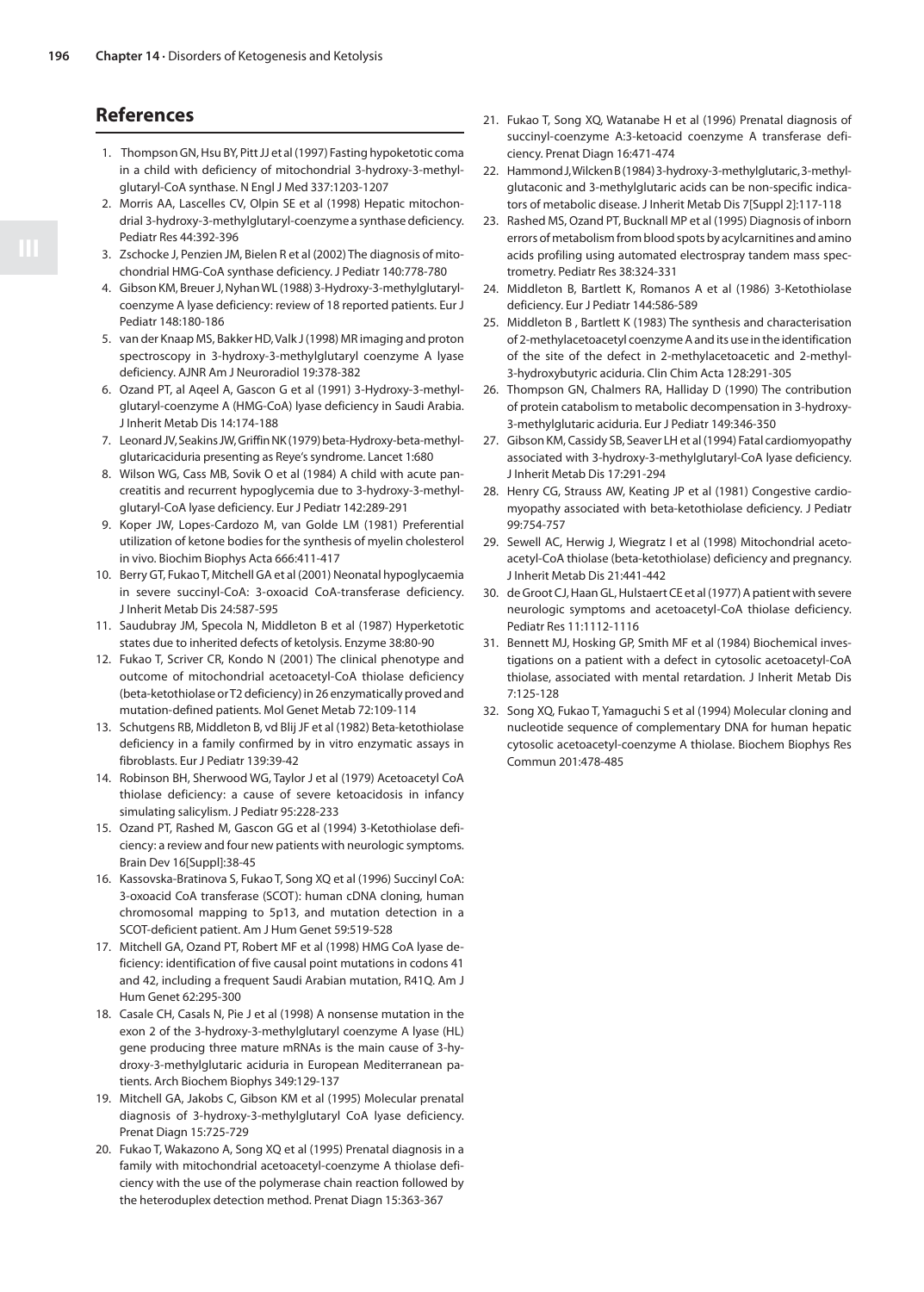## References

1. Thompson GN, Hsu BY, Pitt JJ et al (1997) Fasting hypoketotic coma in a child with deficiency of mitochondrial 3-hydroxy-3-methylglutaryl-CoA synthase. N Engl J Med 337:1203-1207
2. Morris AA, Lascelles CV, Olpin SE et al (1998) Hepatic mitochondrial 3-hydroxy-3-methylglutaryl-coenzyme a synthase deficiency. Pediatr Res 44:392-396
3. Zschocke J, Penzien JM, Bielen R et al (2002) The diagnosis of mitochondrial HMG-CoA synthase deficiency. J Pediatr 140:778-780
4. Gibson KM, Breuer J, Nyhan WL (1988) 3-Hydroxy-3-methylglutaryl-coenzyme A lyase deficiency: review of 18 reported patients. Eur J Pediatr 148:180-186
5. van der Knaap MS, Bakker HD, Valk J (1998) MR imaging and proton spectroscopy in 3-hydroxy-3-methylglutaryl coenzyme A lyase deficiency. AJNR Am J Neuroradiol 19:378-382
6. Ozand PT, al Aqeel A, Gascon G et al (1991) 3-Hydroxy-3-methylglutaryl-coenzyme A (HMG-CoA) lyase deficiency in Saudi Arabia. J Inherit Metab Dis 14:174-188
7. Leonard JV, Seakins JW, Griffin NK (1979) beta-Hydroxy-beta-methylglutaricaciduria presenting as Reye's syndrome. Lancet 1:680
8. Wilson WG, Cass MB, Sovik O et al (1984) A child with acute pancreatitis and recurrent hypoglycemia due to 3-hydroxy-3-methylglutaryl-CoA lyase deficiency. Eur J Pediatr 142:289-291
9. Koper JW, Lopes-Cardozo M, van Golde LM (1981) Preferential utilization of ketone bodies for the synthesis of myelin cholesterol in vivo. Biochim Biophys Acta 666:411-417
10. Berry GT, Fukao T, Mitchell GA et al (2001) Neonatal hypoglycaemia in severe succinyl-CoA: 3-oxoacid CoA-transferase deficiency. J Inherit Metab Dis 24:587-595
11. Saudubray JM, Specola N, Middleton B et al (1987) Hyperketotic states due to inherited defects of ketolysis. Enzyme 38:80-90
12. Fukao T, Scriver CR, Kondo N (2001) The clinical phenotype and outcome of mitochondrial acetoacetyl-CoA thiolase deficiency (beta-ketothiolase or T2 deficiency) in 26 enzymatically proved and mutation-defined patients. Mol Genet Metab 72:109-114
13. Schutgens RB, Middleton B, vd Blij JF et al (1982) Beta-ketothiolase deficiency in a family confirmed by in vitro enzymatic assays in fibroblasts. Eur J Pediatr 139:39-42
14. Robinson BH, Sherwood WG, Taylor J et al (1979) Acetoacetyl CoA thiolase deficiency: a cause of severe ketoacidosis in infancy simulating salicylism. J Pediatr 95:228-233
15. Ozand PT, Rashed M, Gascon GG et al (1994) 3-Ketothiolase deficiency: a review and four new patients with neurologic symptoms. Brain Dev 16[Suppl]:38-45
16. Kassovska-Bratinova S, Fukao T, Song XQ et al (1996) Succinyl CoA: 3-oxoacid CoA transferase (SCOT): human cDNA cloning, human chromosomal mapping to 5p13, and mutation detection in a SCOT-deficient patient. Am J Hum Genet 59:519-528
17. Mitchell GA, Ozand PT, Robert MF et al (1998) HMG CoA lyase deficiency: identification of five causal point mutations in codons 41 and 42, including a frequent Saudi Arabian mutation, R41Q. Am J Hum Genet 62:295-300
18. Casale CH, Casals N, Pie J et al (1998) A nonsense mutation in the exon 2 of the 3-hydroxy-3-methylglutaryl coenzyme A lyase (HL) gene producing three mature mRNAs is the main cause of 3-hydroxy-3-methylglutaric aciduria in European Mediterranean patients. Arch Biochem Biophys 349:129-137
19. Mitchell GA, Jakobs C, Gibson KM et al (1995) Molecular prenatal diagnosis of 3-hydroxy-3-methylglutaryl CoA lyase deficiency. Prenat Diagn 15:725-729
20. Fukao T, Wakazono A, Song XQ et al (1995) Prenatal diagnosis in a family with mitochondrial acetoacetyl-coenzyme A thiolase deficiency with the use of the polymerase chain reaction followed by the heteroduplex detection method. Prenat Diagn 15:363-367
21. Fukao T, Song XQ, Watanabe H et al (1996) Prenatal diagnosis of succinyl-coenzyme A:3-ketoacid coenzyme A transferase deficiency. Prenat Diagn 16:471-474
22. Hammond J, Wilcken B (1984) 3-hydroxy-3-methylglutaric, 3-methylglutaconic and 3-methylglutaric acids can be non-specific indicators of metabolic disease. J Inherit Metab Dis 7[Suppl 2]:117-118
23. Rashed MS, Ozand PT, Bucknall MP et al (1995) Diagnosis of inborn errors of metabolism from blood spots by acylcarnitines and amino acids profiling using automated electrospray tandem mass spectrometry. Pediatr Res 38:324-331
24. Middleton B, Bartlett K, Romanos A et al (1986) 3-Ketothiolase deficiency. Eur J Pediatr 144:586-589
25. Middleton B , Bartlett K (1983) The synthesis and characterisation of 2-methylacetoacetyl coenzyme A and its use in the identification of the site of the defect in 2-methylacetoacetic and 2-methyl-3-hydroxybutyric aciduria. Clin Chim Acta 128:291-305
26. Thompson GN, Chalmers RA, Halliday D (1990) The contribution of protein catabolism to metabolic decompensation in 3-hydroxy-3-methylglutaric aciduria. Eur J Pediatr 149:346-350
27. Gibson KM, Cassidy SB, Seaver LH et al (1994) Fatal cardiomyopathy associated with 3-hydroxy-3-methylglutaryl-CoA lyase deficiency. J Inherit Metab Dis 17:291-294
28. Henry CG, Strauss AW, Keating JP et al (1981) Congestive cardiomyopathy associated with beta-ketothiolase deficiency. J Pediatr 99:754-757
29. Sewell AC, Herwig J, Wiegratz I et al (1998) Mitochondrial acetoacetyl-CoA thiolase (beta-ketothiolase) deficiency and pregnancy. J Inherit Metab Dis 21:441-442
30. de Groot CJ, Haan GL, Hulstaert CE et al (1977) A patient with severe neurologic symptoms and acetoacetyl-CoA thiolase deficiency. Pediatr Res 11:1112-1116
31. Bennett MJ, Hosking GP, Smith MF et al (1984) Biochemical investigations on a patient with a defect in cytosolic acetoacetyl-CoA thiolase, associated with mental retardation. J Inherit Metab Dis 7:125-128
32. Song XQ, Fukao T, Yamaguchi S et al (1994) Molecular cloning and nucleotide sequence of complementary DNA for human hepatic cytosolic acetoacetyl-coenzyme A thiolase. Biochem Biophys Res Commun 201:478-485